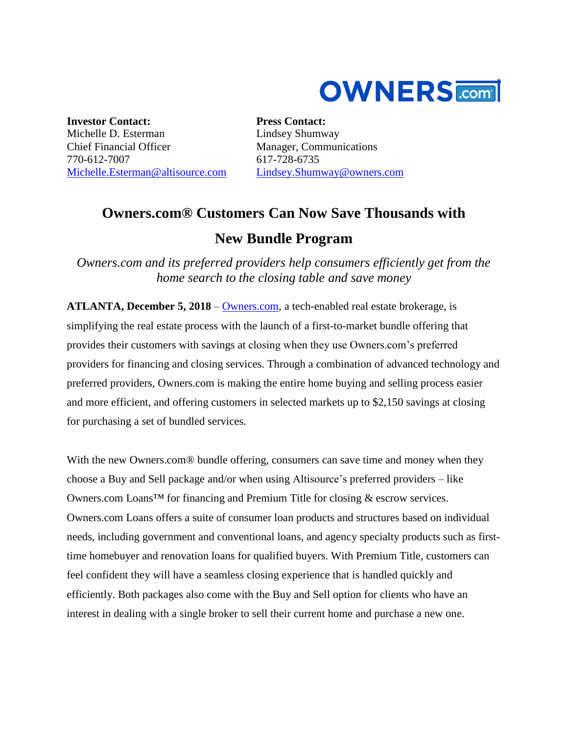**Investor Contact:**
Michelle D. Esterman
Chief Financial Officer
770-612-7007
Michelle.Esterman@altisource.com

**Press Contact:**
Lindsey Shumway
Manager, Communications
617-728-6735
Lindsey.Shumway@owners.com

# Owners.com® Customers Can Now Save Thousands with New Bundle Program

*Owners.com and its preferred providers help consumers efficiently get from the home search to the closing table and save money*

**ATLANTA, December 5, 2018** – Owners.com, a tech-enabled real estate brokerage, is simplifying the real estate process with the launch of a first-to-market bundle offering that provides their customers with savings at closing when they use Owners.com's preferred providers for financing and closing services. Through a combination of advanced technology and preferred providers, Owners.com is making the entire home buying and selling process easier and more efficient, and offering customers in selected markets up to $2,150 savings at closing for purchasing a set of bundled services.

With the new Owners.com® bundle offering, consumers can save time and money when they choose a Buy and Sell package and/or when using Altisource's preferred providers – like Owners.com Loans™ for financing and Premium Title for closing & escrow services. Owners.com Loans offers a suite of consumer loan products and structures based on individual needs, including government and conventional loans, and agency specialty products such as first-time homebuyer and renovation loans for qualified buyers. With Premium Title, customers can feel confident they will have a seamless closing experience that is handled quickly and efficiently. Both packages also come with the Buy and Sell option for clients who have an interest in dealing with a single broker to sell their current home and purchase a new one.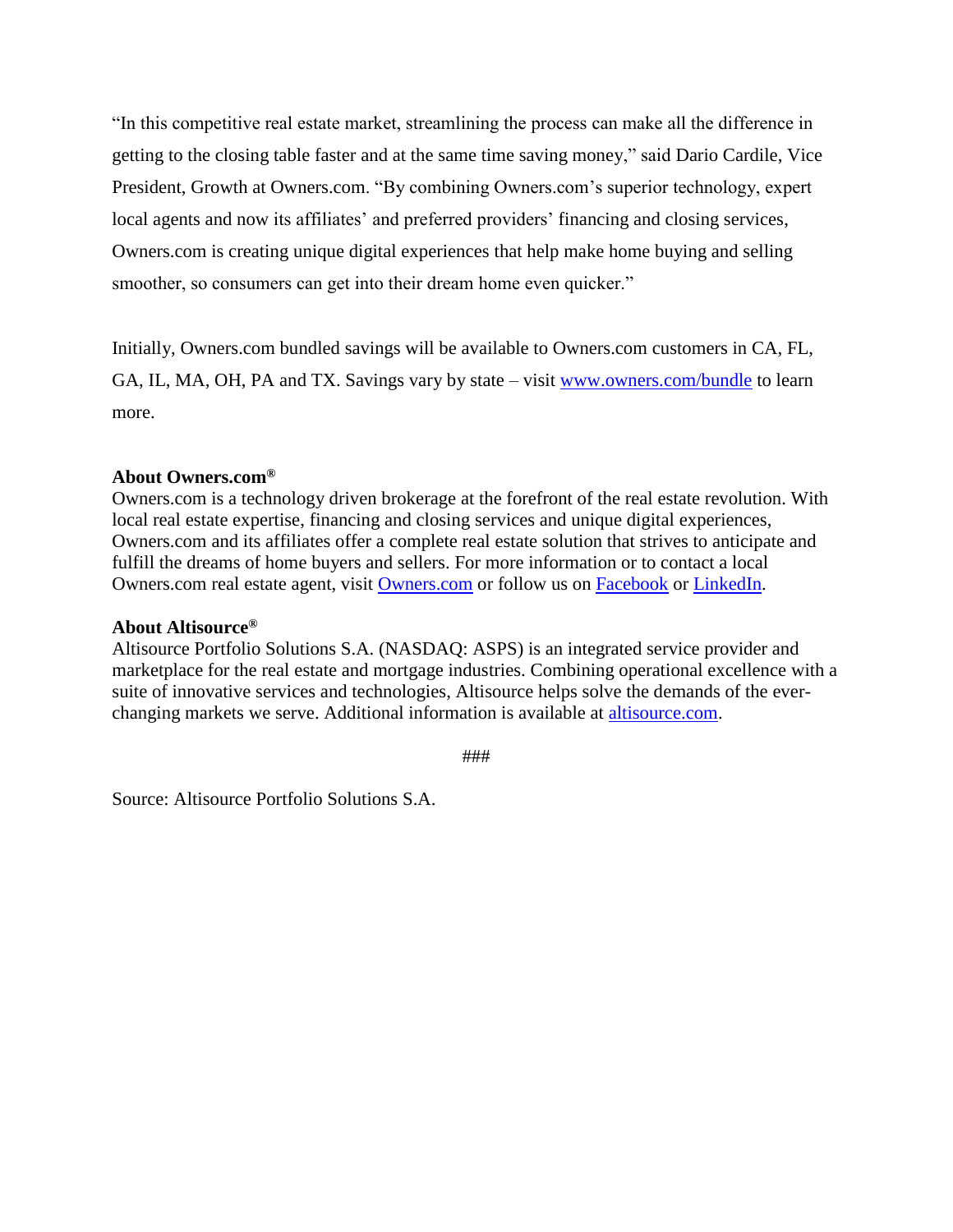"In this competitive real estate market, streamlining the process can make all the difference in getting to the closing table faster and at the same time saving money," said Dario Cardile, Vice President, Growth at Owners.com. "By combining Owners.com's superior technology, expert local agents and now its affiliates' and preferred providers' financing and closing services, Owners.com is creating unique digital experiences that help make home buying and selling smoother, so consumers can get into their dream home even quicker."

Initially, Owners.com bundled savings will be available to Owners.com customers in CA, FL, GA, IL, MA, OH, PA and TX. Savings vary by state – visit [www.owners.com/bundle](www.owners.com/bundle) to learn more.

**About Owners.com®**
Owners.com is a technology driven brokerage at the forefront of the real estate revolution. With local real estate expertise, financing and closing services and unique digital experiences, Owners.com and its affiliates offer a complete real estate solution that strives to anticipate and fulfill the dreams of home buyers and sellers. For more information or to contact a local Owners.com real estate agent, visit [Owners.com](Owners.com) or follow us on Facebook or LinkedIn.

**About Altisource®**
Altisource Portfolio Solutions S.A. (NASDAQ: ASPS) is an integrated service provider and marketplace for the real estate and mortgage industries. Combining operational excellence with a suite of innovative services and technologies, Altisource helps solve the demands of the ever-changing markets we serve. Additional information is available at [altisource.com](altisource.com).

###

Source: Altisource Portfolio Solutions S.A.